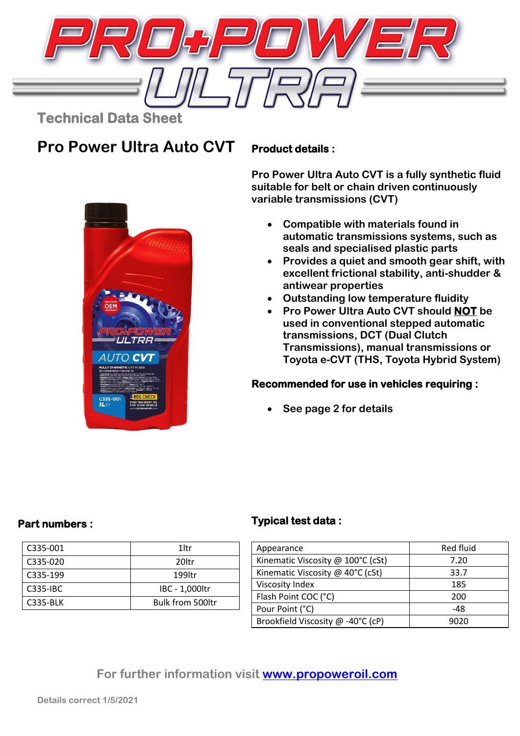# PRO+POWER ULTRA

Technical Data Sheet

## Pro Power Ultra Auto CVT

### Product details :

**Pro Power Ultra Auto CVT is a fully synthetic fluid suitable for belt or chain driven continuously variable transmissions (CVT)**

- **Compatible with materials found in automatic transmissions systems, such as seals and specialised plastic parts**
- **Provides a quiet and smooth gear shift, with excellent frictional stability, anti-shudder & antiwear properties**
- **Outstanding low temperature fluidity**
- **Pro Power Ultra Auto CVT should NOT be used in conventional stepped automatic transmissions, DCT (Dual Clutch Transmissions), manual transmissions or Toyota e-CVT (THS, Toyota Hybrid System)**

### Recommended for use in vehicles requiring :

- **See page 2 for details**

### Part numbers :

| | |
|---|---|
| C335-001 | 1ltr |
| C335-020 | 20ltr |
| C335-199 | 199ltr |
| C335-IBC | IBC - 1,000ltr |
| C335-BLK | Bulk from 500ltr |

### Typical test data :

| | |
|---|---|
| Appearance | Red fluid |
| Kinematic Viscosity @ 100°C (cSt) | 7.20 |
| Kinematic Viscosity @ 40°C (cSt) | 33.7 |
| Viscosity Index | 185 |
| Flash Point COC (°C) | 200 |
| Pour Point (°C) | -48 |
| Brookfield Viscosity @ -40°C (cP) | 9020 |

For further information visit [www.propoweroil.com](http://www.propoweroil.com)

Details correct 1/5/2021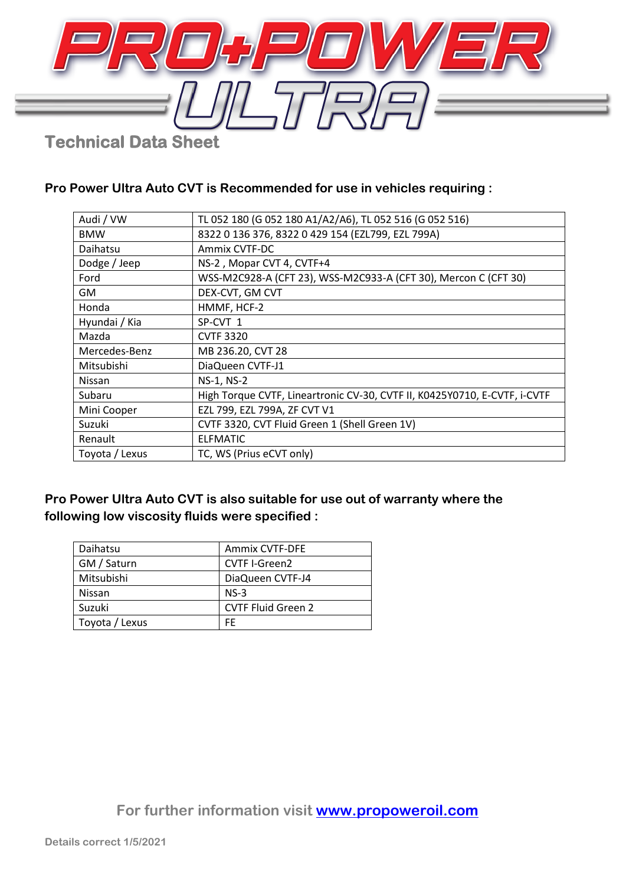# PRO+POWER ULTRA

## Technical Data Sheet

**Pro Power Ultra Auto CVT is Recommended for use in vehicles requiring :**

| | |
|---|---|
| Audi / VW | TL 052 180 (G 052 180 A1/A2/A6), TL 052 516 (G 052 516) |
| BMW | 8322 0 136 376, 8322 0 429 154 (EZL799, EZL 799A) |
| Daihatsu | Ammix CVTF-DC |
| Dodge / Jeep | NS-2 , Mopar CVT 4, CVTF+4 |
| Ford | WSS-M2C928-A (CFT 23), WSS-M2C933-A (CFT 30), Mercon C (CFT 30) |
| GM | DEX-CVT, GM CVT |
| Honda | HMMF, HCF-2 |
| Hyundai / Kia | SP-CVT 1 |
| Mazda | CVTF 3320 |
| Mercedes-Benz | MB 236.20, CVT 28 |
| Mitsubishi | DiaQueen CVTF-J1 |
| Nissan | NS-1, NS-2 |
| Subaru | High Torque CVTF, Lineartronic CV-30, CVTF II, K0425Y0710, E-CVTF, i-CVTF |
| Mini Cooper | EZL 799, EZL 799A, ZF CVT V1 |
| Suzuki | CVTF 3320, CVT Fluid Green 1 (Shell Green 1V) |
| Renault | ELFMATIC |
| Toyota / Lexus | TC, WS (Prius eCVT only) |

**Pro Power Ultra Auto CVT is also suitable for use out of warranty where the following low viscosity fluids were specified :**

| | |
|---|---|
| Daihatsu | Ammix CVTF-DFE |
| GM / Saturn | CVTF I-Green2 |
| Mitsubishi | DiaQueen CVTF-J4 |
| Nissan | NS-3 |
| Suzuki | CVTF Fluid Green 2 |
| Toyota / Lexus | FE |

For further information visit [www.propoweroil.com](http://www.propoweroil.com)

Details correct 1/5/2021